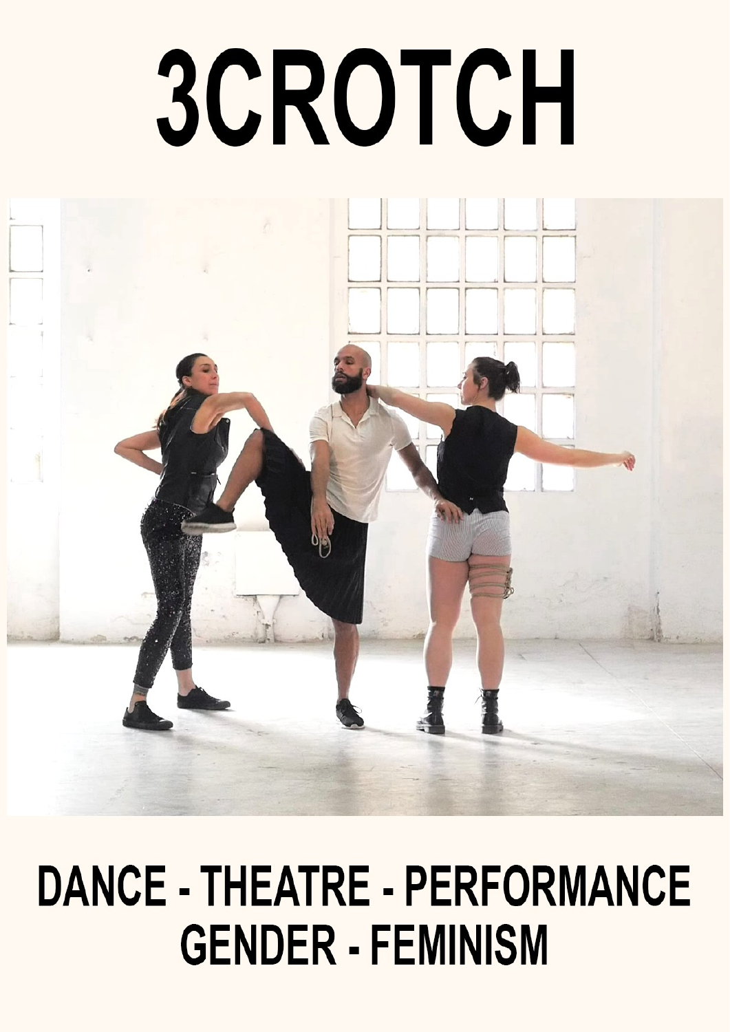# 3CROTCH

## DANCE - THEATRE - PERFORMANCE
## GENDER - FEMINISM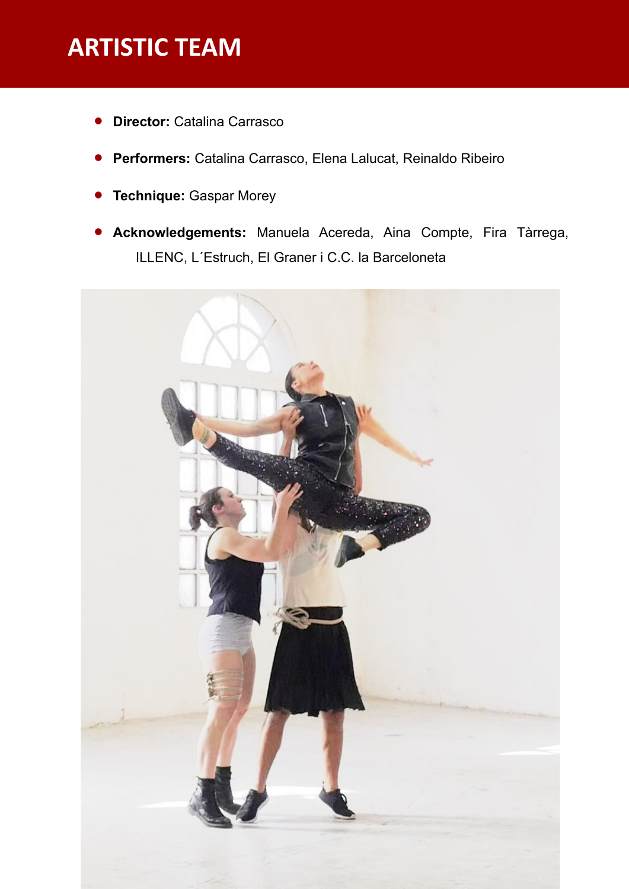# ARTISTIC TEAM

- **Director:** Catalina Carrasco
- **Performers:** Catalina Carrasco, Elena Lalucat, Reinaldo Ribeiro
- **Technique:** Gaspar Morey
- **Acknowledgements:** Manuela Acereda, Aina Compte, Fira Tàrrega, ILLENC, L´Estruch, El Graner i C.C. la Barceloneta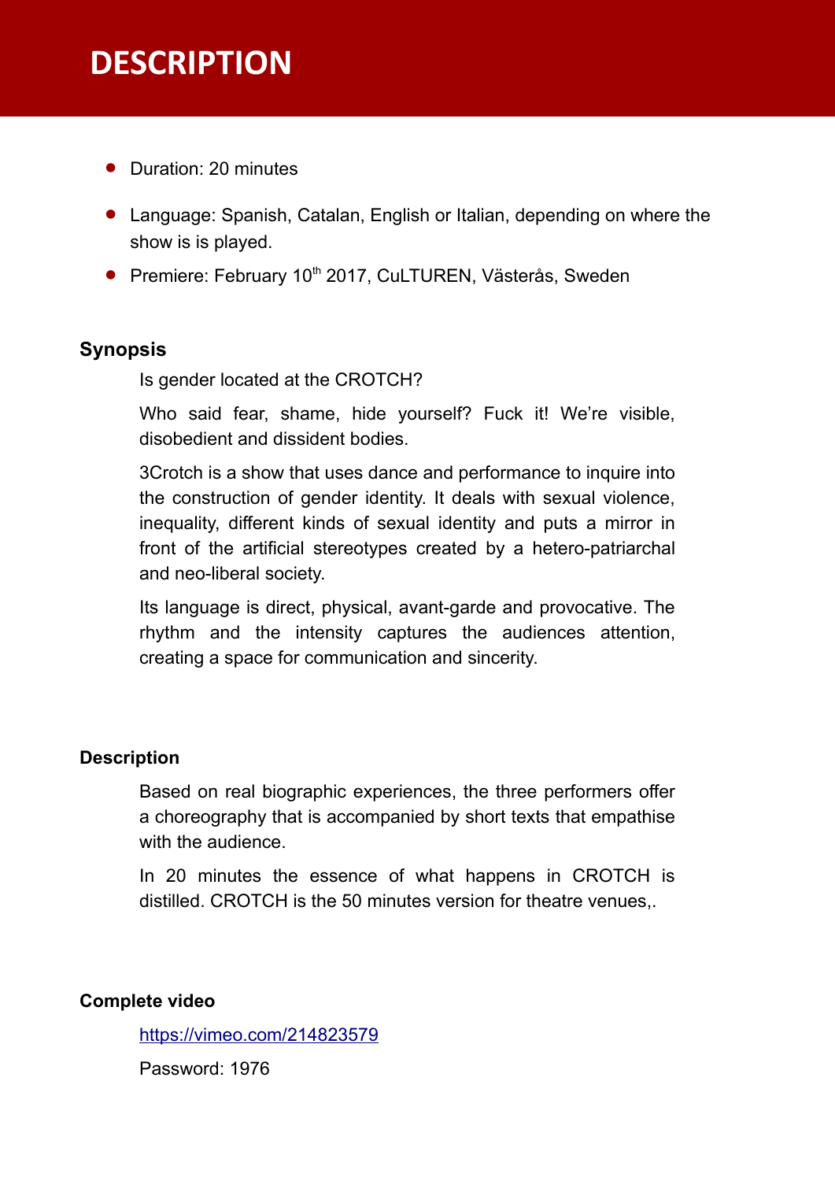# DESCRIPTION

- Duration: 20 minutes
- Language: Spanish, Catalan, English or Italian, depending on where the show is is played.
- Premiere: February 10th 2017, CuLTUREN, Västerås, Sweden

## Synopsis

Is gender located at the CROTCH?

Who said fear, shame, hide yourself? Fuck it! We're visible, disobedient and dissident bodies.

3Crotch is a show that uses dance and performance to inquire into the construction of gender identity. It deals with sexual violence, inequality, different kinds of sexual identity and puts a mirror in front of the artificial stereotypes created by a hetero-patriarchal and neo-liberal society.

Its language is direct, physical, avant-garde and provocative. The rhythm and the intensity captures the audiences attention, creating a space for communication and sincerity.

## Description

Based on real biographic experiences, the three performers offer a choreography that is accompanied by short texts that empathise with the audience.

In 20 minutes the essence of what happens in CROTCH is distilled. CROTCH is the 50 minutes version for theatre venues,.

## Complete video

https://vimeo.com/214823579

Password: 1976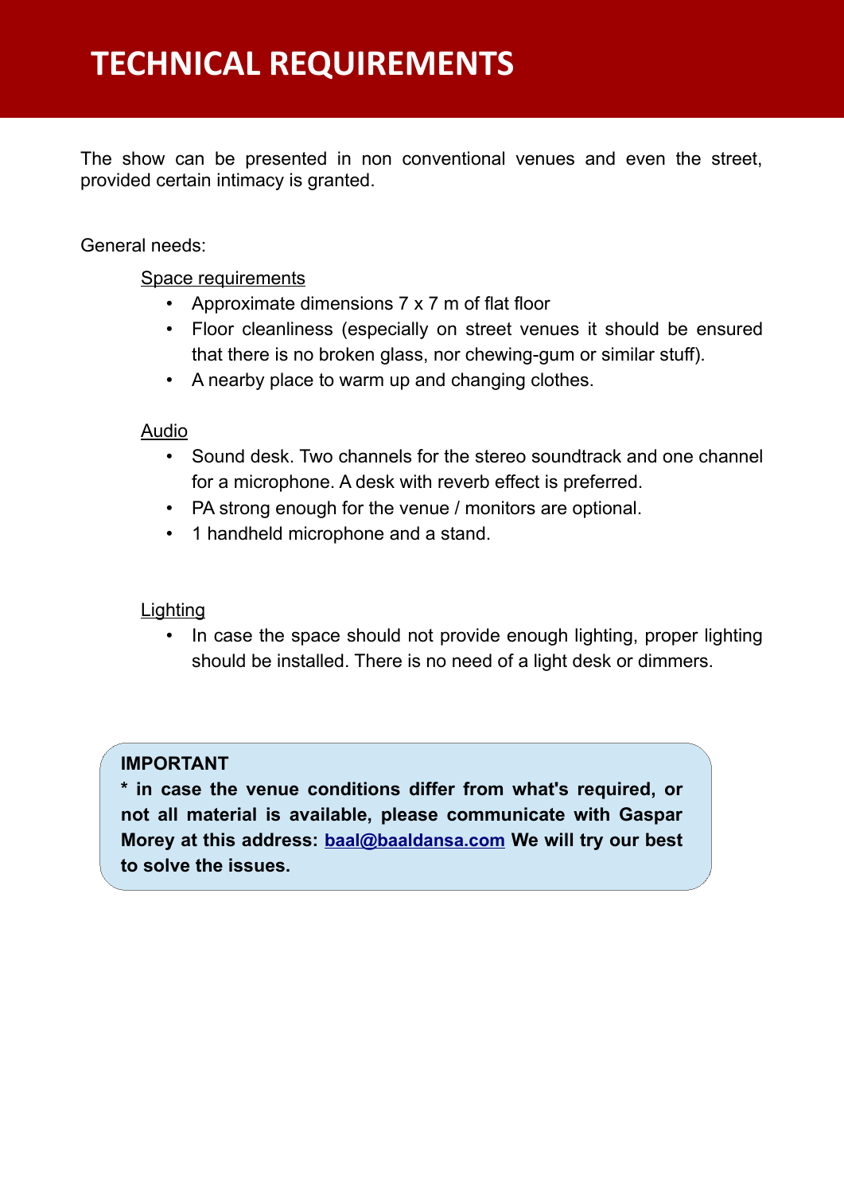# TECHNICAL REQUIREMENTS

The show can be presented in non conventional venues and even the street, provided certain intimacy is granted.

General needs:

Space requirements

- Approximate dimensions 7 x 7 m of flat floor
- Floor cleanliness (especially on street venues it should be ensured that there is no broken glass, nor chewing-gum or similar stuff).
- A nearby place to warm up and changing clothes.

Audio

- Sound desk. Two channels for the stereo soundtrack and one channel for a microphone. A desk with reverb effect is preferred.
- PA strong enough for the venue / monitors are optional.
- 1 handheld microphone and a stand.

Lighting

- In case the space should not provide enough lighting, proper lighting should be installed. There is no need of a light desk or dimmers.

**IMPORTANT**

**\* in case the venue conditions differ from what's required, or not all material is available, please communicate with Gaspar Morey at this address: baal@baaldansa.com We will try our best to solve the issues.**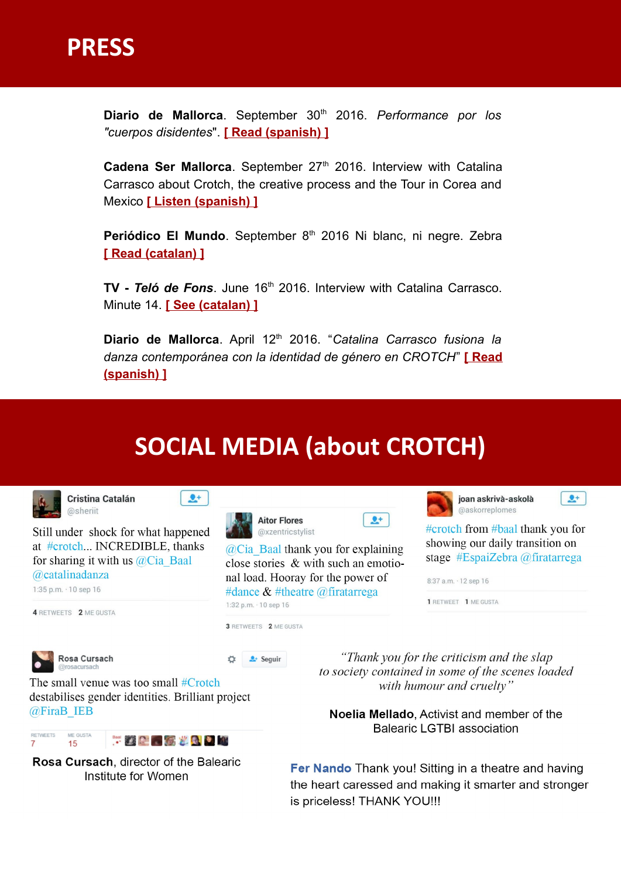# PRESS

**Diario de Mallorca**. September 30th 2016. *Performance por los "cuerpos disidentes*". [ Read (spanish) ]

**Cadena Ser Mallorca**. September 27th 2016. Interview with Catalina Carrasco about Crotch, the creative process and the Tour in Corea and Mexico [ Listen (spanish) ]

**Periódico El Mundo**. September 8th 2016 Ni blanc, ni negre. Zebra [ Read (catalan) ]

**TV - *Teló de Fons***. June 16th 2016. Interview with Catalina Carrasco. Minute 14. [ See (catalan) ]

**Diario de Mallorca**. April 12th 2016. "*Catalina Carrasco fusiona la danza contemporánea con la identidad de género en CROTCH*" [ Read (spanish) ]

# SOCIAL MEDIA (about CROTCH)

**Cristina Catalán** @sheriit

Still under shock for what happened at #crotch... INCREDIBLE, thanks for sharing it with us @Cia_Baal @catalinadanza

1:35 p.m. · 10 sep 16

4 RETWEETS 2 ME GUSTA

**Aitor Flores** @xzentricstylist

@Cia_Baal thank you for explaining close stories & with such an emotional load. Hooray for the power of #dance & #theatre @firatarrega

1:32 p.m. · 10 sep 16

3 RETWEETS 2 ME GUSTA

**joan askrivà-askolà** @askorreplomes

#crotch from #baal thank you for showing our daily transition on stage #EspaiZebra @firatarrega

8:37 a.m. · 12 sep 16

1 RETWEET 1 ME GUSTA

**Rosa Cursach** @rosacursach

The small venue was too small #Crotch destabilises gender identities. Brilliant project @FiraB_IEB

RETWEETS 7 ME GUSTA 15

**Rosa Cursach**, director of the Balearic Institute for Women

*"Thank you for the criticism and the slap to society contained in some of the scenes loaded with humour and cruelty"*

**Noelia Mellado**, Activist and member of the Balearic LGTBI association

**Fer Nando** Thank you! Sitting in a theatre and having the heart caressed and making it smarter and stronger is priceless! THANK YOU!!!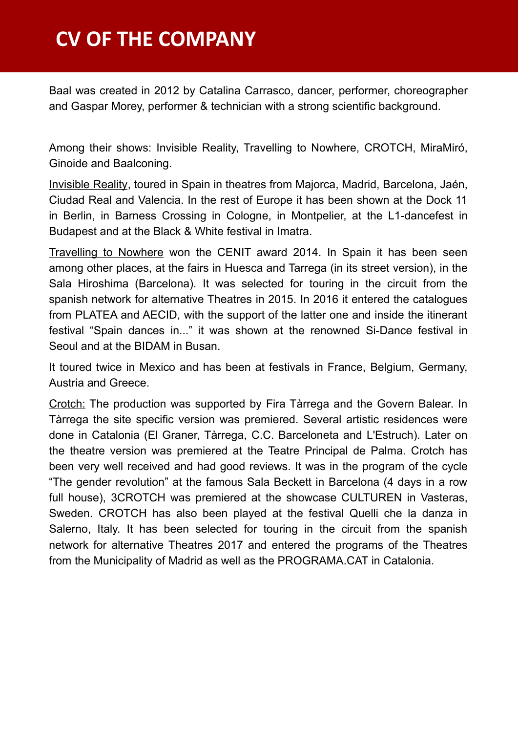# CV OF THE COMPANY

Baal was created in 2012 by Catalina Carrasco, dancer, performer, choreographer and Gaspar Morey, performer & technician with a strong scientific background.

Among their shows: Invisible Reality, Travelling to Nowhere, CROTCH, MiraMiró, Ginoide and Baalconing.

Invisible Reality, toured in Spain in theatres from Majorca, Madrid, Barcelona, Jaén, Ciudad Real and Valencia. In the rest of Europe it has been shown at the Dock 11 in Berlin, in Barness Crossing in Cologne, in Montpelier, at the L1-dancefest in Budapest and at the Black & White festival in Imatra.

Travelling to Nowhere won the CENIT award 2014. In Spain it has been seen among other places, at the fairs in Huesca and Tarrega (in its street version), in the Sala Hiroshima (Barcelona). It was selected for touring in the circuit from the spanish network for alternative Theatres in 2015. In 2016 it entered the catalogues from PLATEA and AECID, with the support of the latter one and inside the itinerant festival "Spain dances in..." it was shown at the renowned Si-Dance festival in Seoul and at the BIDAM in Busan.

It toured twice in Mexico and has been at festivals in France, Belgium, Germany, Austria and Greece.

Crotch: The production was supported by Fira Tàrrega and the Govern Balear. In Tàrrega the site specific version was premiered. Several artistic residences were done in Catalonia (El Graner, Tàrrega, C.C. Barceloneta and L'Estruch). Later on the theatre version was premiered at the Teatre Principal de Palma. Crotch has been very well received and had good reviews. It was in the program of the cycle "The gender revolution" at the famous Sala Beckett in Barcelona (4 days in a row full house), 3CROTCH was premiered at the showcase CULTUREN in Vasteras, Sweden. CROTCH has also been played at the festival Quelli che la danza in Salerno, Italy. It has been selected for touring in the circuit from the spanish network for alternative Theatres 2017 and entered the programs of the Theatres from the Municipality of Madrid as well as the PROGRAMA.CAT in Catalonia.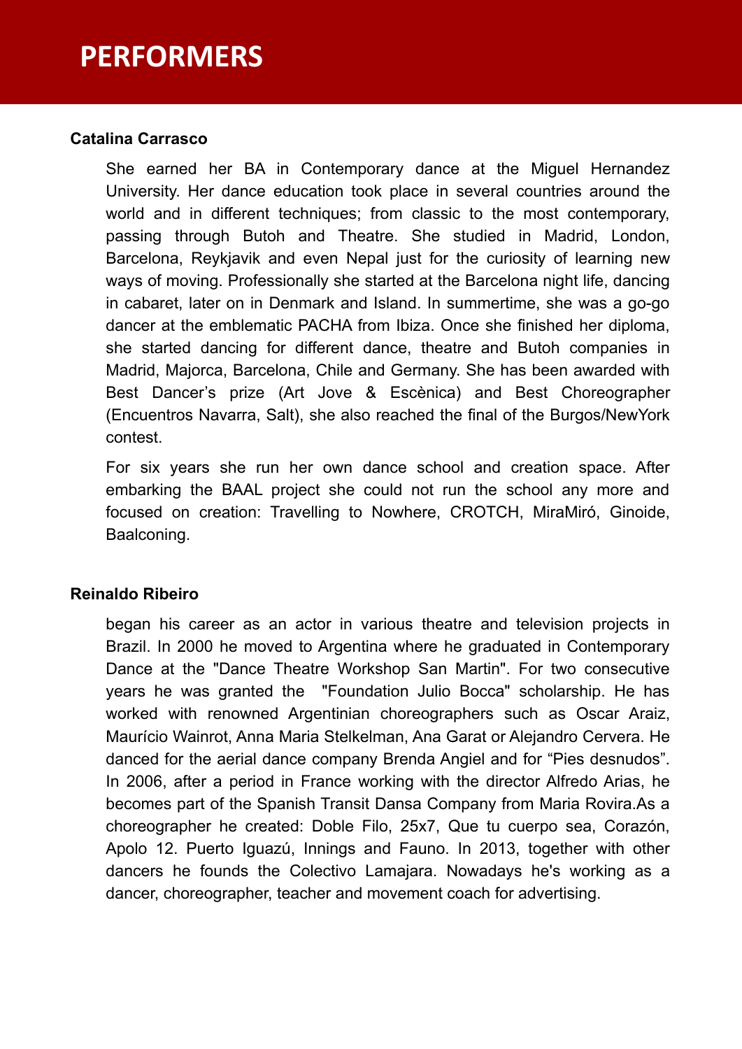# PERFORMERS

**Catalina Carrasco**

She earned her BA in Contemporary dance at the Miguel Hernandez University. Her dance education took place in several countries around the world and in different techniques; from classic to the most contemporary, passing through Butoh and Theatre. She studied in Madrid, London, Barcelona, Reykjavik and even Nepal just for the curiosity of learning new ways of moving. Professionally she started at the Barcelona night life, dancing in cabaret, later on in Denmark and Island. In summertime, she was a go-go dancer at the emblematic PACHA from Ibiza. Once she finished her diploma, she started dancing for different dance, theatre and Butoh companies in Madrid, Majorca, Barcelona, Chile and Germany. She has been awarded with Best Dancer's prize (Art Jove & Escènica) and Best Choreographer (Encuentros Navarra, Salt), she also reached the final of the Burgos/NewYork contest.

For six years she run her own dance school and creation space. After embarking the BAAL project she could not run the school any more and focused on creation: Travelling to Nowhere, CROTCH, MiraMiró, Ginoide, Baalconing.

**Reinaldo Ribeiro**

began his career as an actor in various theatre and television projects in Brazil. In 2000 he moved to Argentina where he graduated in Contemporary Dance at the "Dance Theatre Workshop San Martin". For two consecutive years he was granted the "Foundation Julio Bocca" scholarship. He has worked with renowned Argentinian choreographers such as Oscar Araiz, Maurício Wainrot, Anna Maria Stelkelman, Ana Garat or Alejandro Cervera. He danced for the aerial dance company Brenda Angiel and for "Pies desnudos". In 2006, after a period in France working with the director Alfredo Arias, he becomes part of the Spanish Transit Dansa Company from Maria Rovira.As a choreographer he created: Doble Filo, 25x7, Que tu cuerpo sea, Corazón, Apolo 12. Puerto Iguazú, Innings and Fauno. In 2013, together with other dancers he founds the Colectivo Lamajara. Nowadays he's working as a dancer, choreographer, teacher and movement coach for advertising.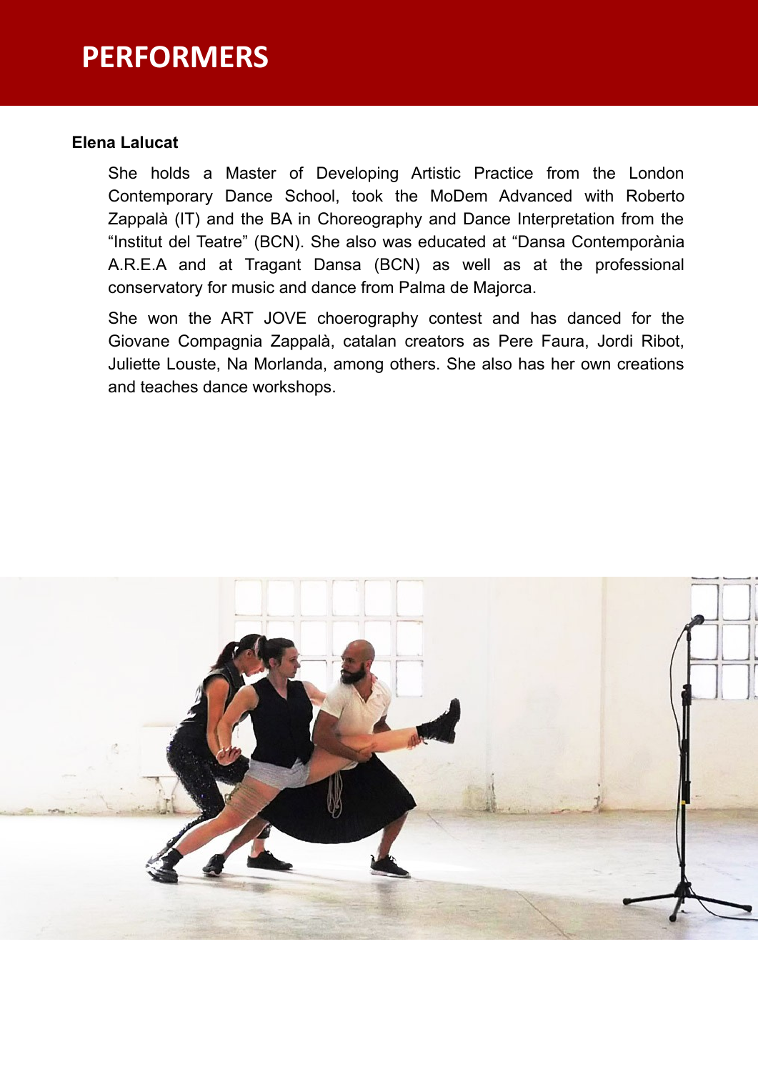# PERFORMERS

**Elena Lalucat**

She holds a Master of Developing Artistic Practice from the London Contemporary Dance School, took the MoDem Advanced with Roberto Zappalà (IT) and the BA in Choreography and Dance Interpretation from the "Institut del Teatre" (BCN). She also was educated at "Dansa Contemporània A.R.E.A and at Tragant Dansa (BCN) as well as at the professional conservatory for music and dance from Palma de Majorca.

She won the ART JOVE choerography contest and has danced for the Giovane Compagnia Zappalà, catalan creators as Pere Faura, Jordi Ribot, Juliette Louste, Na Morlanda, among others. She also has her own creations and teaches dance workshops.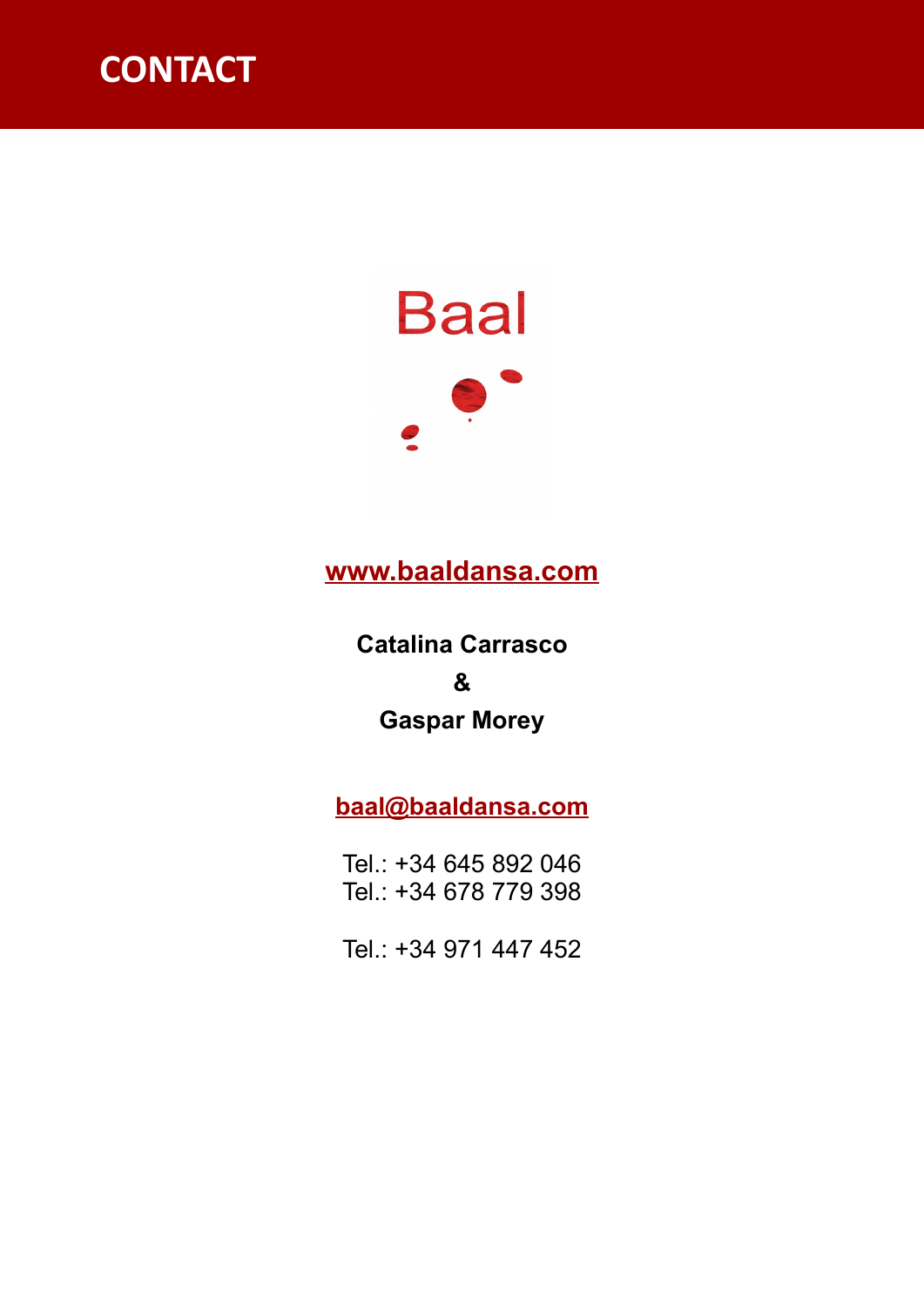# CONTACT

Baal

www.baaldansa.com

**Catalina Carrasco**

**&**

**Gaspar Morey**

baal@baaldansa.com

Tel.: +34 645 892 046
Tel.: +34 678 779 398

Tel.: +34 971 447 452